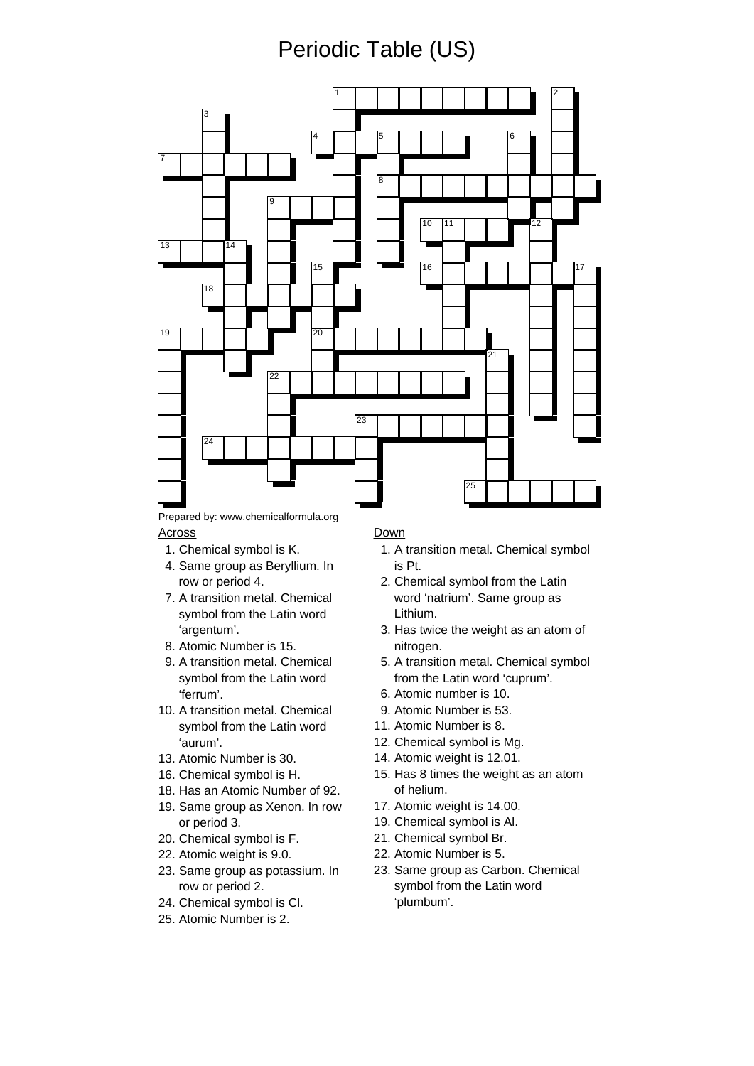# Periodic Table (US)

Prepared by: www.chemicalformula.org

**Across**

1. Chemical symbol is K.
4. Same group as Beryllium. In row or period 4.
7. A transition metal. Chemical symbol from the Latin word 'argentum'.
8. Atomic Number is 15.
9. A transition metal. Chemical symbol from the Latin word 'ferrum'.
10. A transition metal. Chemical symbol from the Latin word 'aurum'.
13. Atomic Number is 30.
16. Chemical symbol is H.
18. Has an Atomic Number of 92.
19. Same group as Xenon. In row or period 3.
20. Chemical symbol is F.
22. Atomic weight is 9.0.
23. Same group as potassium. In row or period 2.
24. Chemical symbol is Cl.
25. Atomic Number is 2.

**Down**

1. A transition metal. Chemical symbol is Pt.
2. Chemical symbol from the Latin word 'natrium'. Same group as Lithium.
3. Has twice the weight as an atom of nitrogen.
5. A transition metal. Chemical symbol from the Latin word 'cuprum'.
6. Atomic number is 10.
9. Atomic Number is 53.
11. Atomic Number is 8.
12. Chemical symbol is Mg.
14. Atomic weight is 12.01.
15. Has 8 times the weight as an atom of helium.
17. Atomic weight is 14.00.
19. Chemical symbol is Al.
21. Chemical symbol Br.
22. Atomic Number is 5.
23. Same group as Carbon. Chemical symbol from the Latin word 'plumbum'.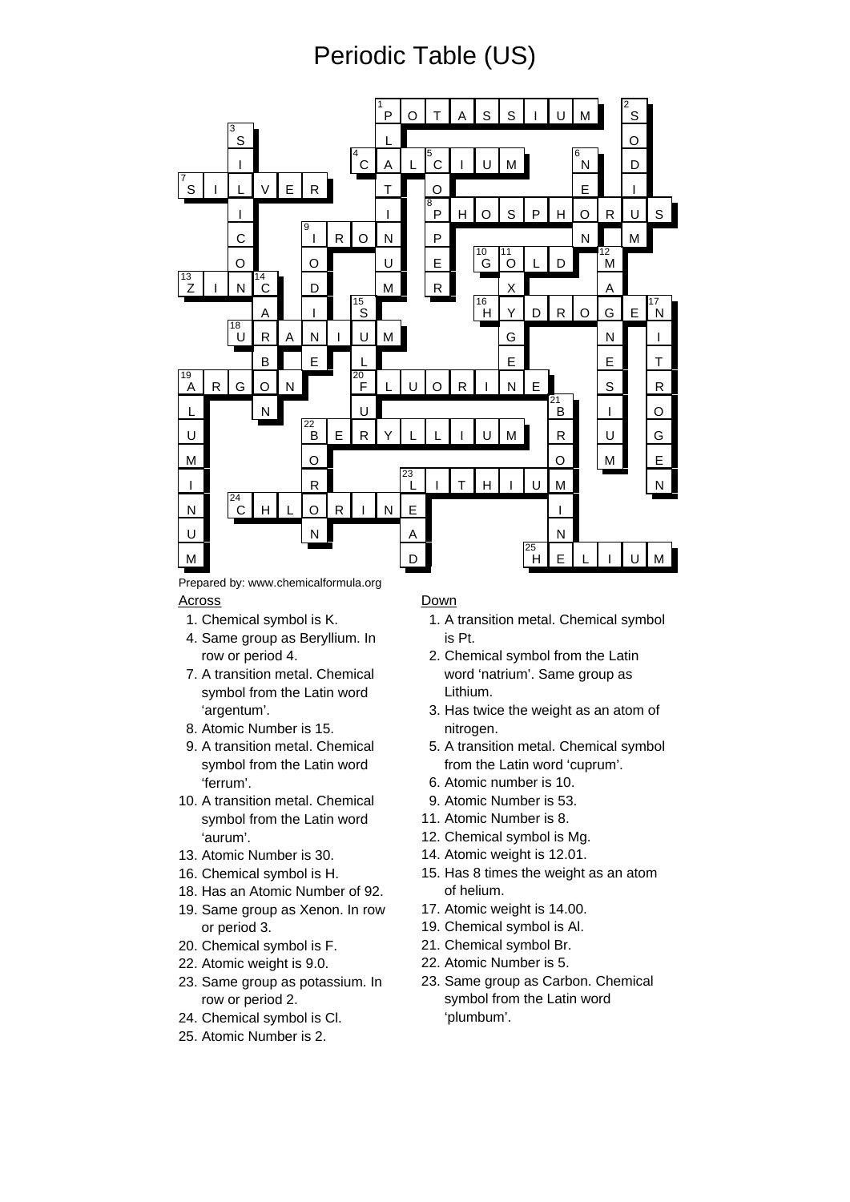# Periodic Table (US)

Prepared by: www.chemicalformula.org

## Across

1. Chemical symbol is K.
4. Same group as Beryllium. In row or period 4.
7. A transition metal. Chemical symbol from the Latin word 'argentum'.
8. Atomic Number is 15.
9. A transition metal. Chemical symbol from the Latin word 'ferrum'.
10. A transition metal. Chemical symbol from the Latin word 'aurum'.
13. Atomic Number is 30.
16. Chemical symbol is H.
18. Has an Atomic Number of 92.
19. Same group as Xenon. In row or period 3.
20. Chemical symbol is F.
22. Atomic weight is 9.0.
23. Same group as potassium. In row or period 2.
24. Chemical symbol is Cl.
25. Atomic Number is 2.

## Down

1. A transition metal. Chemical symbol is Pt.
2. Chemical symbol from the Latin word 'natrium'. Same group as Lithium.
3. Has twice the weight as an atom of nitrogen.
5. A transition metal. Chemical symbol from the Latin word 'cuprum'.
6. Atomic number is 10.
9. Atomic Number is 53.
11. Atomic Number is 8.
12. Chemical symbol is Mg.
14. Atomic weight is 12.01.
15. Has 8 times the weight as an atom of helium.
17. Atomic weight is 14.00.
19. Chemical symbol is Al.
21. Chemical symbol Br.
22. Atomic Number is 5.
23. Same group as Carbon. Chemical symbol from the Latin word 'plumbum'.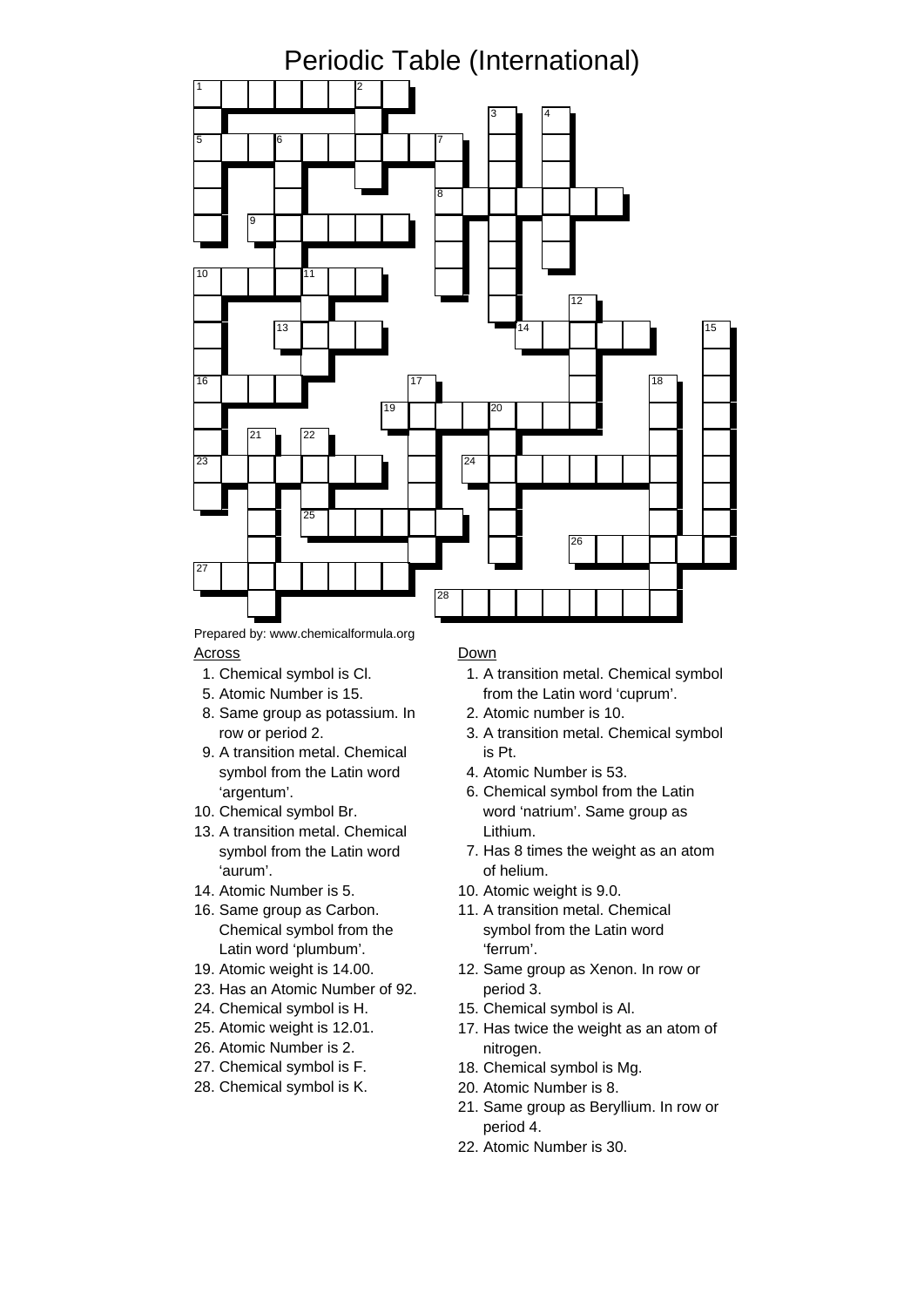# Periodic Table (International)

Prepared by: www.chemicalformula.org

**Across**

1. Chemical symbol is Cl.
5. Atomic Number is 15.
8. Same group as potassium. In row or period 2.
9. A transition metal. Chemical symbol from the Latin word 'argentum'.
10. Chemical symbol Br.
13. A transition metal. Chemical symbol from the Latin word 'aurum'.
14. Atomic Number is 5.
16. Same group as Carbon. Chemical symbol from the Latin word 'plumbum'.
19. Atomic weight is 14.00.
23. Has an Atomic Number of 92.
24. Chemical symbol is H.
25. Atomic weight is 12.01.
26. Atomic Number is 2.
27. Chemical symbol is F.
28. Chemical symbol is K.

**Down**

1. A transition metal. Chemical symbol from the Latin word 'cuprum'.
2. Atomic number is 10.
3. A transition metal. Chemical symbol is Pt.
4. Atomic Number is 53.
6. Chemical symbol from the Latin word 'natrium'. Same group as Lithium.
7. Has 8 times the weight as an atom of helium.
10. Atomic weight is 9.0.
11. A transition metal. Chemical symbol from the Latin word 'ferrum'.
12. Same group as Xenon. In row or period 3.
15. Chemical symbol is Al.
17. Has twice the weight as an atom of nitrogen.
18. Chemical symbol is Mg.
20. Atomic Number is 8.
21. Same group as Beryllium. In row or period 4.
22. Atomic Number is 30.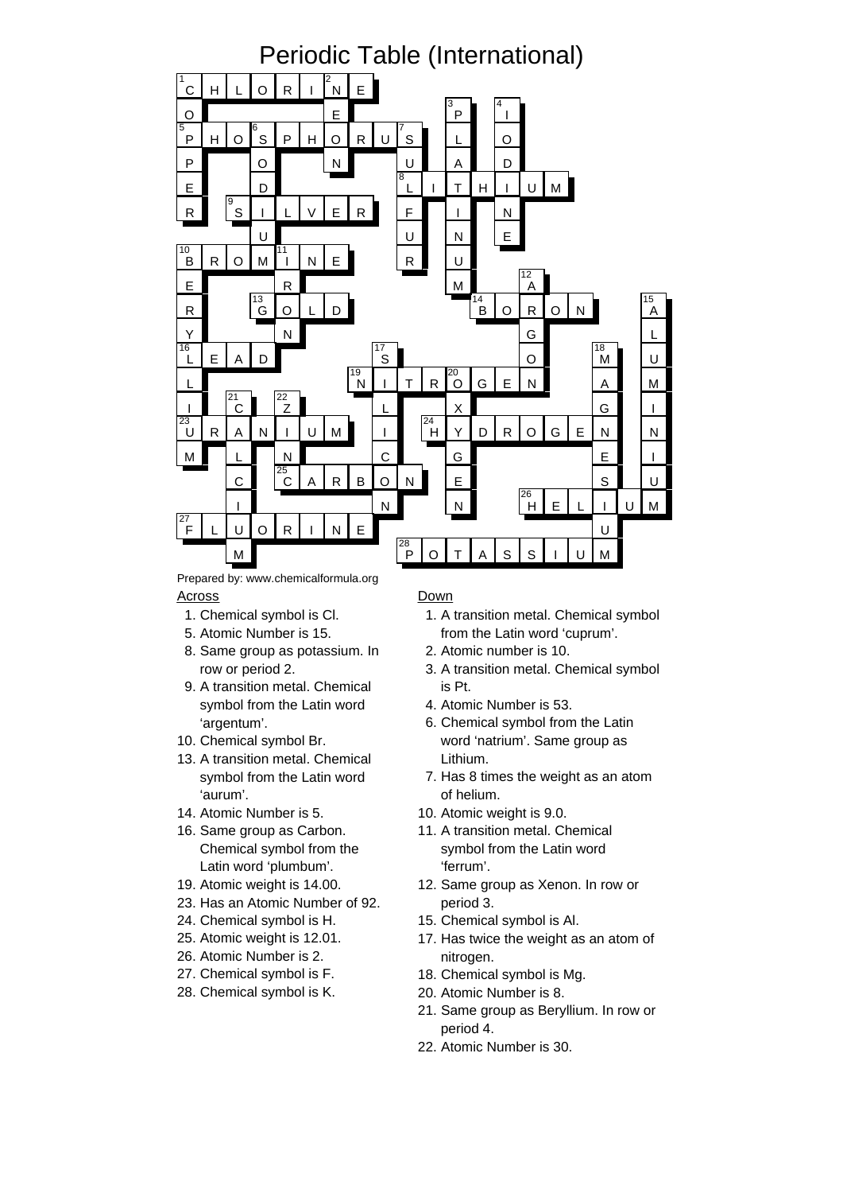# Periodic Table (International)

Prepared by: www.chemicalformula.org

## Across

1. Chemical symbol is Cl.
5. Atomic Number is 15.
8. Same group as potassium. In row or period 2.
9. A transition metal. Chemical symbol from the Latin word 'argentum'.
10. Chemical symbol Br.
13. A transition metal. Chemical symbol from the Latin word 'aurum'.
14. Atomic Number is 5.
16. Same group as Carbon. Chemical symbol from the Latin word 'plumbum'.
19. Atomic weight is 14.00.
23. Has an Atomic Number of 92.
24. Chemical symbol is H.
25. Atomic weight is 12.01.
26. Atomic Number is 2.
27. Chemical symbol is F.
28. Chemical symbol is K.

## Down

1. A transition metal. Chemical symbol from the Latin word 'cuprum'.
2. Atomic number is 10.
3. A transition metal. Chemical symbol is Pt.
4. Atomic Number is 53.
6. Chemical symbol from the Latin word 'natrium'. Same group as Lithium.
7. Has 8 times the weight as an atom of helium.
10. Atomic weight is 9.0.
11. A transition metal. Chemical symbol from the Latin word 'ferrum'.
12. Same group as Xenon. In row or period 3.
15. Chemical symbol is Al.
17. Has twice the weight as an atom of nitrogen.
18. Chemical symbol is Mg.
20. Atomic Number is 8.
21. Same group as Beryllium. In row or period 4.
22. Atomic Number is 30.